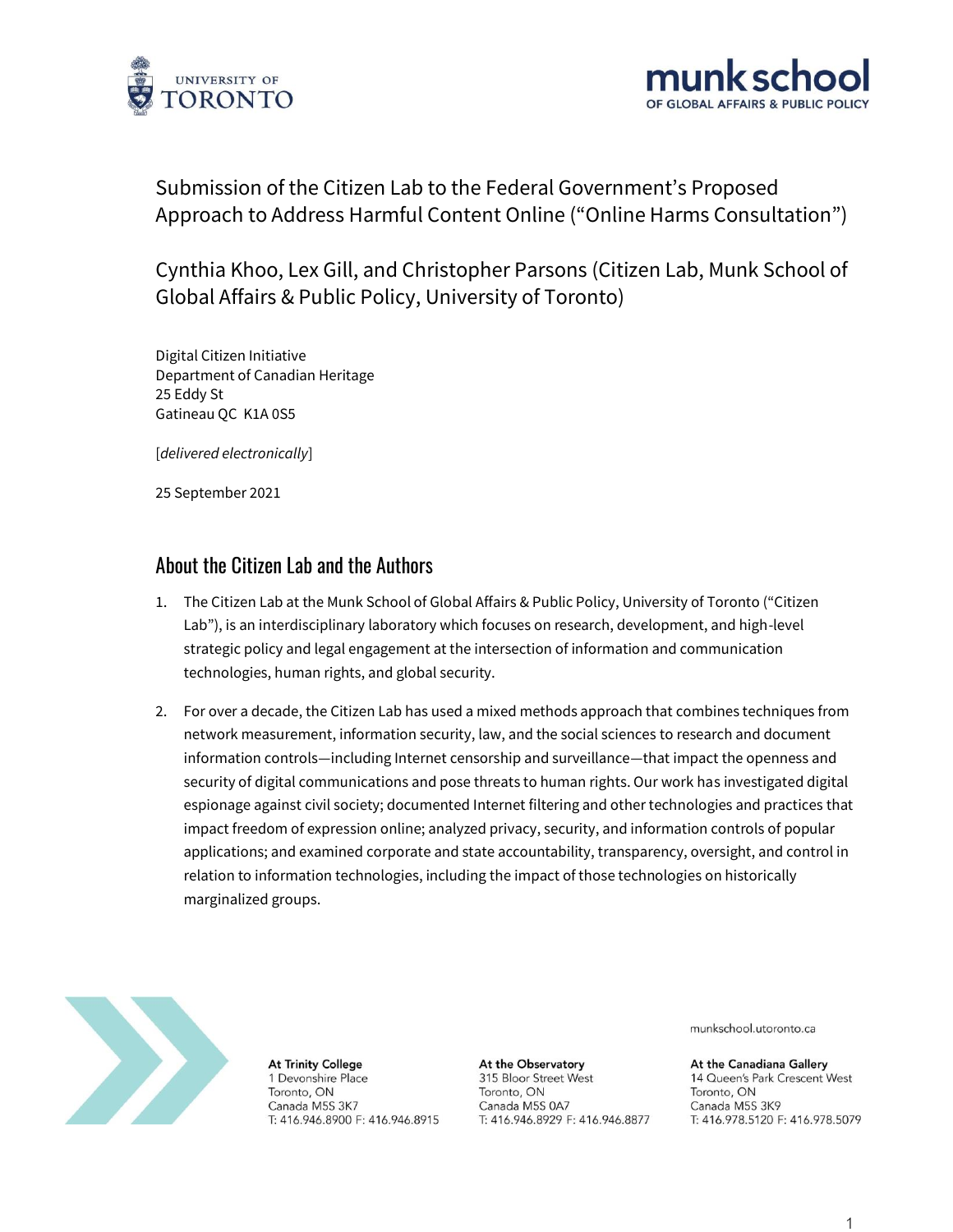# Submission of the Citizen Lab to the Federal Government's Proposed Approach to Address Harmful Content Online ("Online Harms Consultation")

Cynthia Khoo, Lex Gill, and Christopher Parsons (Citizen Lab, Munk School of Global Affairs & Public Policy, University of Toronto)

Digital Citizen Initiative
Department of Canadian Heritage
25 Eddy St
Gatineau QC K1A 0S5

[*delivered electronically*]

25 September 2021

## About the Citizen Lab and the Authors

1. The Citizen Lab at the Munk School of Global Affairs & Public Policy, University of Toronto ("Citizen Lab"), is an interdisciplinary laboratory which focuses on research, development, and high-level strategic policy and legal engagement at the intersection of information and communication technologies, human rights, and global security.

2. For over a decade, the Citizen Lab has used a mixed methods approach that combines techniques from network measurement, information security, law, and the social sciences to research and document information controls—including Internet censorship and surveillance—that impact the openness and security of digital communications and pose threats to human rights. Our work has investigated digital espionage against civil society; documented Internet filtering and other technologies and practices that impact freedom of expression online; analyzed privacy, security, and information controls of popular applications; and examined corporate and state accountability, transparency, oversight, and control in relation to information technologies, including the impact of those technologies on historically marginalized groups.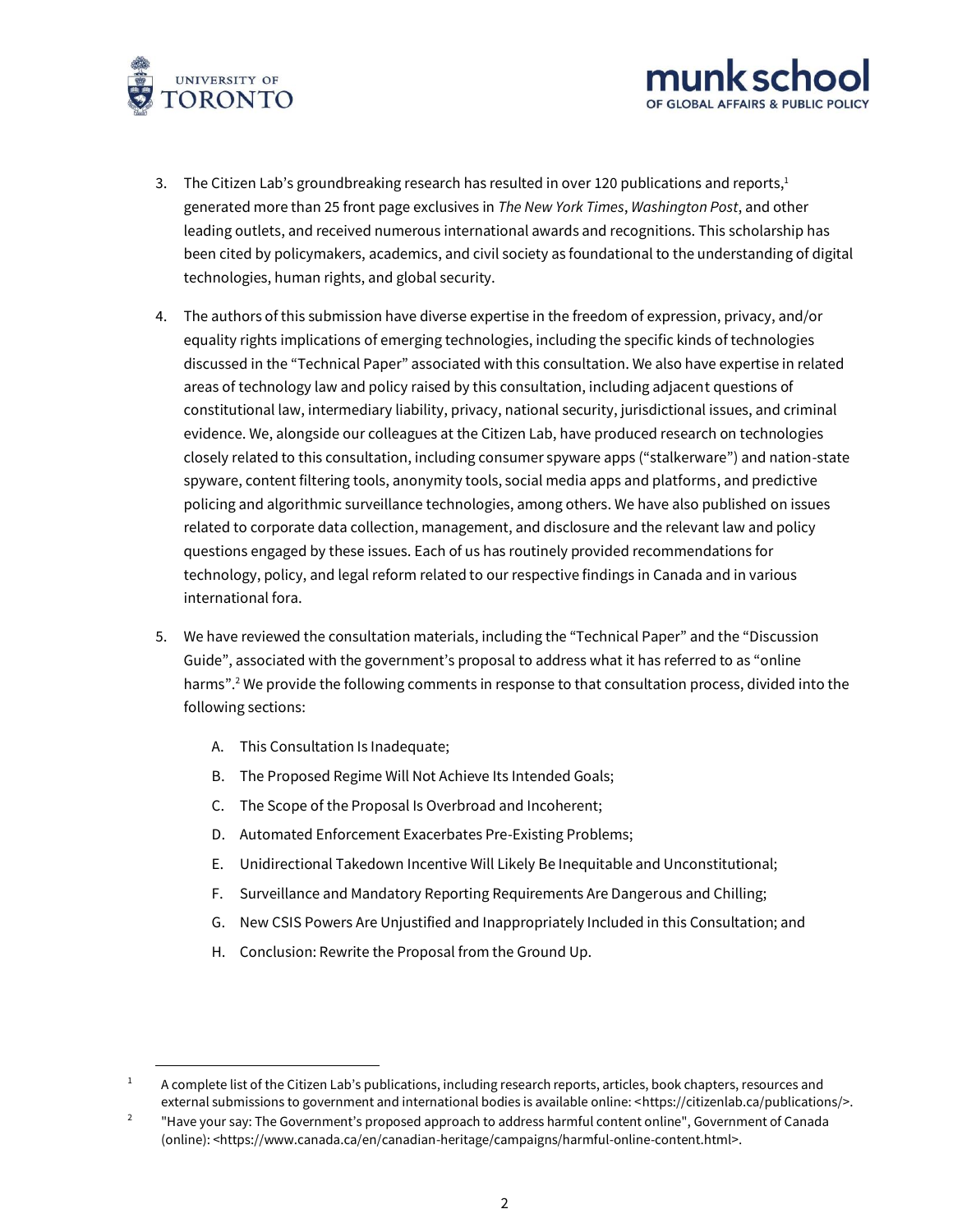3. The Citizen Lab's groundbreaking research has resulted in over 120 publications and reports,[1] generated more than 25 front page exclusives in *The New York Times*, *Washington Post*, and other leading outlets, and received numerous international awards and recognitions. This scholarship has been cited by policymakers, academics, and civil society as foundational to the understanding of digital technologies, human rights, and global security.

4. The authors of this submission have diverse expertise in the freedom of expression, privacy, and/or equality rights implications of emerging technologies, including the specific kinds of technologies discussed in the "Technical Paper" associated with this consultation. We also have expertise in related areas of technology law and policy raised by this consultation, including adjacent questions of constitutional law, intermediary liability, privacy, national security, jurisdictional issues, and criminal evidence. We, alongside our colleagues at the Citizen Lab, have produced research on technologies closely related to this consultation, including consumer spyware apps ("stalkerware") and nation-state spyware, content filtering tools, anonymity tools, social media apps and platforms, and predictive policing and algorithmic surveillance technologies, among others. We have also published on issues related to corporate data collection, management, and disclosure and the relevant law and policy questions engaged by these issues. Each of us has routinely provided recommendations for technology, policy, and legal reform related to our respective findings in Canada and in various international fora.

5. We have reviewed the consultation materials, including the "Technical Paper" and the "Discussion Guide", associated with the government's proposal to address what it has referred to as "online harms".[2] We provide the following comments in response to that consultation process, divided into the following sections:

   A. This Consultation Is Inadequate;

   B. The Proposed Regime Will Not Achieve Its Intended Goals;

   C. The Scope of the Proposal Is Overbroad and Incoherent;

   D. Automated Enforcement Exacerbates Pre-Existing Problems;

   E. Unidirectional Takedown Incentive Will Likely Be Inequitable and Unconstitutional;

   F. Surveillance and Mandatory Reporting Requirements Are Dangerous and Chilling;

   G. New CSIS Powers Are Unjustified and Inappropriately Included in this Consultation; and

   H. Conclusion: Rewrite the Proposal from the Ground Up.

---

[1] A complete list of the Citizen Lab's publications, including research reports, articles, book chapters, resources and external submissions to government and international bodies is available online: <https://citizenlab.ca/publications/>.

[2] "Have your say: The Government's proposed approach to address harmful content online", Government of Canada (online): <https://www.canada.ca/en/canadian-heritage/campaigns/harmful-online-content.html>.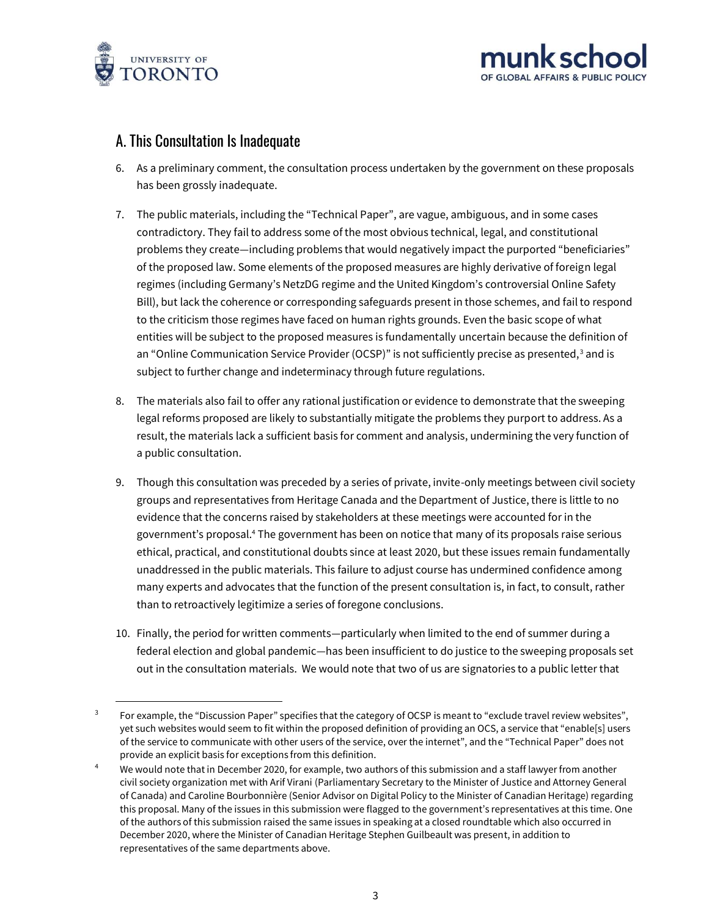## A. This Consultation Is Inadequate

6. As a preliminary comment, the consultation process undertaken by the government on these proposals has been grossly inadequate.

7. The public materials, including the "Technical Paper", are vague, ambiguous, and in some cases contradictory. They fail to address some of the most obvious technical, legal, and constitutional problems they create—including problems that would negatively impact the purported "beneficiaries" of the proposed law. Some elements of the proposed measures are highly derivative of foreign legal regimes (including Germany's NetzDG regime and the United Kingdom's controversial Online Safety Bill), but lack the coherence or corresponding safeguards present in those schemes, and fail to respond to the criticism those regimes have faced on human rights grounds. Even the basic scope of what entities will be subject to the proposed measures is fundamentally uncertain because the definition of an "Online Communication Service Provider (OCSP)" is not sufficiently precise as presented,[3] and is subject to further change and indeterminacy through future regulations.

8. The materials also fail to offer any rational justification or evidence to demonstrate that the sweeping legal reforms proposed are likely to substantially mitigate the problems they purport to address. As a result, the materials lack a sufficient basis for comment and analysis, undermining the very function of a public consultation.

9. Though this consultation was preceded by a series of private, invite-only meetings between civil society groups and representatives from Heritage Canada and the Department of Justice, there is little to no evidence that the concerns raised by stakeholders at these meetings were accounted for in the government's proposal.[4] The government has been on notice that many of its proposals raise serious ethical, practical, and constitutional doubts since at least 2020, but these issues remain fundamentally unaddressed in the public materials. This failure to adjust course has undermined confidence among many experts and advocates that the function of the present consultation is, in fact, to consult, rather than to retroactively legitimize a series of foregone conclusions.

10. Finally, the period for written comments—particularly when limited to the end of summer during a federal election and global pandemic—has been insufficient to do justice to the sweeping proposals set out in the consultation materials. We would note that two of us are signatories to a public letter that

---

[3] For example, the "Discussion Paper" specifies that the category of OCSP is meant to "exclude travel review websites", yet such websites would seem to fit within the proposed definition of providing an OCS, a service that "enable[s] users of the service to communicate with other users of the service, over the internet", and the "Technical Paper" does not provide an explicit basis for exceptions from this definition.

[4] We would note that in December 2020, for example, two authors of this submission and a staff lawyer from another civil society organization met with Arif Virani (Parliamentary Secretary to the Minister of Justice and Attorney General of Canada) and Caroline Bourbonnière (Senior Advisor on Digital Policy to the Minister of Canadian Heritage) regarding this proposal. Many of the issues in this submission were flagged to the government's representatives at this time. One of the authors of this submission raised the same issues in speaking at a closed roundtable which also occurred in December 2020, where the Minister of Canadian Heritage Stephen Guilbeault was present, in addition to representatives of the same departments above.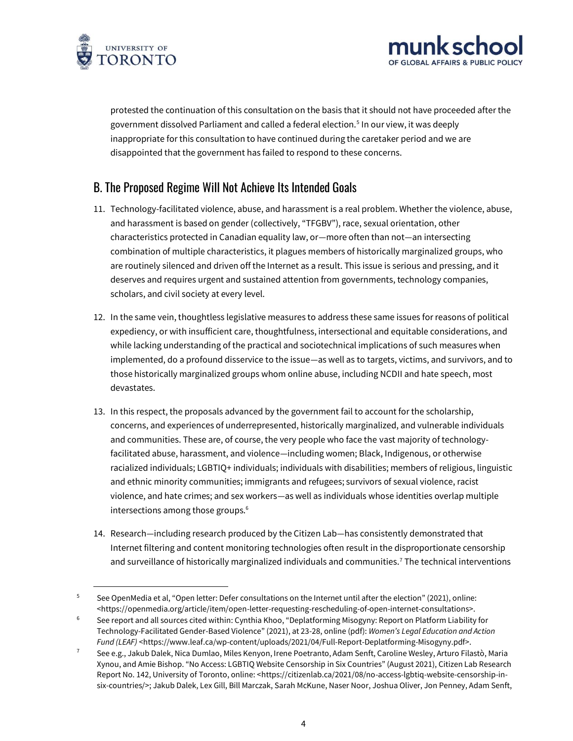protested the continuation of this consultation on the basis that it should not have proceeded after the government dissolved Parliament and called a federal election.[5] In our view, it was deeply inappropriate for this consultation to have continued during the caretaker period and we are disappointed that the government has failed to respond to these concerns.

## B. The Proposed Regime Will Not Achieve Its Intended Goals

11. Technology-facilitated violence, abuse, and harassment is a real problem. Whether the violence, abuse, and harassment is based on gender (collectively, "TFGBV"), race, sexual orientation, other characteristics protected in Canadian equality law, or—more often than not—an intersecting combination of multiple characteristics, it plagues members of historically marginalized groups, who are routinely silenced and driven off the Internet as a result. This issue is serious and pressing, and it deserves and requires urgent and sustained attention from governments, technology companies, scholars, and civil society at every level.

12. In the same vein, thoughtless legislative measures to address these same issues for reasons of political expediency, or with insufficient care, thoughtfulness, intersectional and equitable considerations, and while lacking understanding of the practical and sociotechnical implications of such measures when implemented, do a profound disservice to the issue—as well as to targets, victims, and survivors, and to those historically marginalized groups whom online abuse, including NCDII and hate speech, most devastates.

13. In this respect, the proposals advanced by the government fail to account for the scholarship, concerns, and experiences of underrepresented, historically marginalized, and vulnerable individuals and communities. These are, of course, the very people who face the vast majority of technology-facilitated abuse, harassment, and violence—including women; Black, Indigenous, or otherwise racialized individuals; LGBTIQ+ individuals; individuals with disabilities; members of religious, linguistic and ethnic minority communities; immigrants and refugees; survivors of sexual violence, racist violence, and hate crimes; and sex workers—as well as individuals whose identities overlap multiple intersections among those groups.[6]

14. Research—including research produced by the Citizen Lab—has consistently demonstrated that Internet filtering and content monitoring technologies often result in the disproportionate censorship and surveillance of historically marginalized individuals and communities.[7] The technical interventions

---

[5] See OpenMedia et al, "Open letter: Defer consultations on the Internet until after the election" (2021), online: <https://openmedia.org/article/item/open-letter-requesting-rescheduling-of-open-internet-consultations>.

[6] See report and all sources cited within: Cynthia Khoo, "Deplatforming Misogyny: Report on Platform Liability for Technology-Facilitated Gender-Based Violence" (2021), at 23-28, online (pdf): *Women's Legal Education and Action Fund (LEAF)* <https://www.leaf.ca/wp-content/uploads/2021/04/Full-Report-Deplatforming-Misogyny.pdf>.

[7] See e.g., Jakub Dalek, Nica Dumlao, Miles Kenyon, Irene Poetranto, Adam Senft, Caroline Wesley, Arturo Filastò, Maria Xynou, and Amie Bishop. "No Access: LGBTIQ Website Censorship in Six Countries" (August 2021), Citizen Lab Research Report No. 142, University of Toronto, online: <https://citizenlab.ca/2021/08/no-access-lgbtiq-website-censorship-in-six-countries/>; Jakub Dalek, Lex Gill, Bill Marczak, Sarah McKune, Naser Noor, Joshua Oliver, Jon Penney, Adam Senft,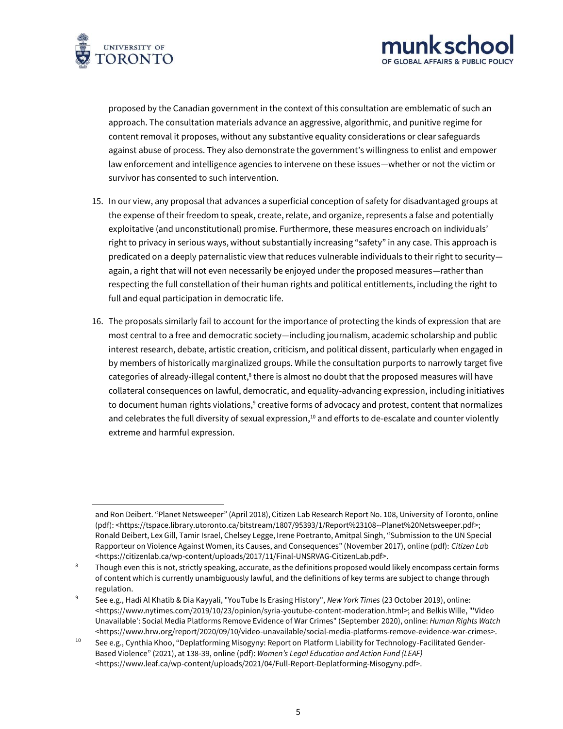proposed by the Canadian government in the context of this consultation are emblematic of such an approach. The consultation materials advance an aggressive, algorithmic, and punitive regime for content removal it proposes, without any substantive equality considerations or clear safeguards against abuse of process. They also demonstrate the government's willingness to enlist and empower law enforcement and intelligence agencies to intervene on these issues—whether or not the victim or survivor has consented to such intervention.

15. In our view, any proposal that advances a superficial conception of safety for disadvantaged groups at the expense of their freedom to speak, create, relate, and organize, represents a false and potentially exploitative (and unconstitutional) promise. Furthermore, these measures encroach on individuals' right to privacy in serious ways, without substantially increasing "safety" in any case. This approach is predicated on a deeply paternalistic view that reduces vulnerable individuals to their right to security—again, a right that will not even necessarily be enjoyed under the proposed measures—rather than respecting the full constellation of their human rights and political entitlements, including the right to full and equal participation in democratic life.

16. The proposals similarly fail to account for the importance of protecting the kinds of expression that are most central to a free and democratic society—including journalism, academic scholarship and public interest research, debate, artistic creation, criticism, and political dissent, particularly when engaged in by members of historically marginalized groups. While the consultation purports to narrowly target five categories of already-illegal content,[8] there is almost no doubt that the proposed measures will have collateral consequences on lawful, democratic, and equality-advancing expression, including initiatives to document human rights violations,[9] creative forms of advocacy and protest, content that normalizes and celebrates the full diversity of sexual expression,[10] and efforts to de-escalate and counter violently extreme and harmful expression.

---

and Ron Deibert. "Planet Netsweeper" (April 2018), Citizen Lab Research Report No. 108, University of Toronto, online (pdf): <https://tspace.library.utoronto.ca/bitstream/1807/95393/1/Report%23108--Planet%20Netsweeper.pdf>; Ronald Deibert, Lex Gill, Tamir Israel, Chelsey Legge, Irene Poetranto, Amitpal Singh, "Submission to the UN Special Rapporteur on Violence Against Women, its Causes, and Consequences" (November 2017), online (pdf): *Citizen Lab* <https://citizenlab.ca/wp-content/uploads/2017/11/Final-UNSRVAG-CitizenLab.pdf>.

[8] Though even this is not, strictly speaking, accurate, as the definitions proposed would likely encompass certain forms of content which is currently unambiguously lawful, and the definitions of key terms are subject to change through regulation.

[9] See e.g., Hadi Al Khatib & Dia Kayyali, "YouTube Is Erasing History", *New York Times* (23 October 2019), online: <https://www.nytimes.com/2019/10/23/opinion/syria-youtube-content-moderation.html>; and Belkis Wille, "'Video Unavailable': Social Media Platforms Remove Evidence of War Crimes" (September 2020), online: *Human Rights Watch* <https://www.hrw.org/report/2020/09/10/video-unavailable/social-media-platforms-remove-evidence-war-crimes>.

[10] See e.g., Cynthia Khoo, "Deplatforming Misogyny: Report on Platform Liability for Technology-Facilitated Gender-Based Violence" (2021), at 138-39, online (pdf): *Women's Legal Education and Action Fund (LEAF)* <https://www.leaf.ca/wp-content/uploads/2021/04/Full-Report-Deplatforming-Misogyny.pdf>.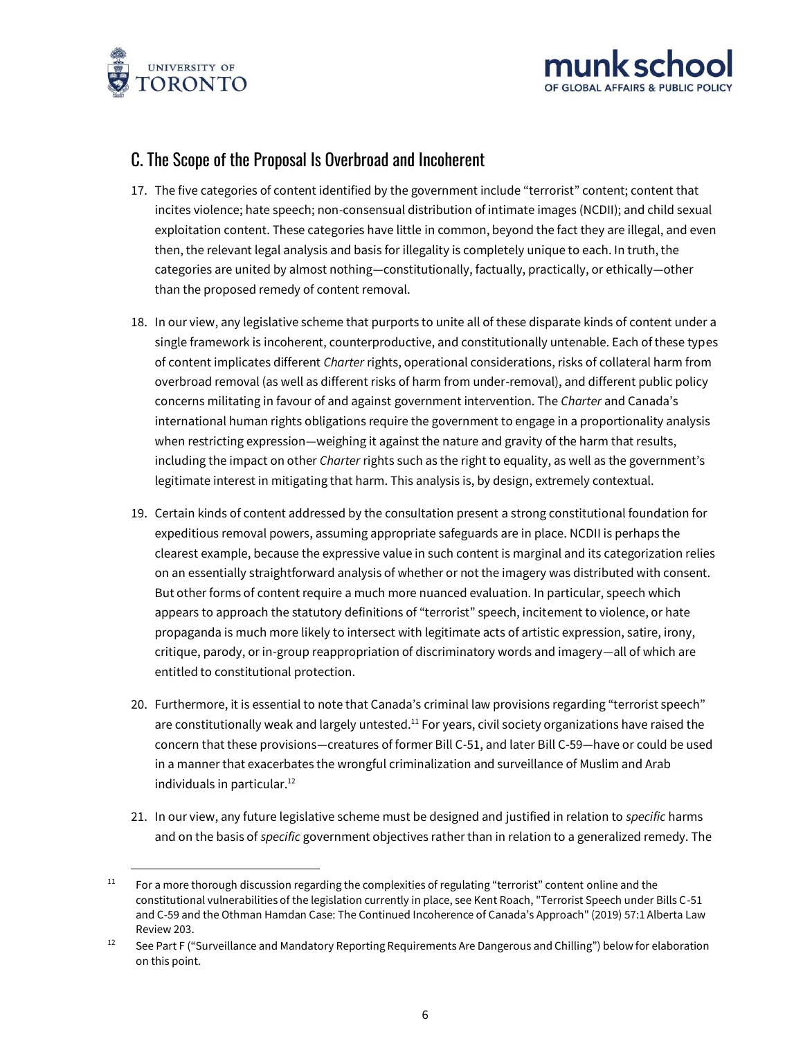## C. The Scope of the Proposal Is Overbroad and Incoherent

17. The five categories of content identified by the government include "terrorist" content; content that incites violence; hate speech; non-consensual distribution of intimate images (NCDII); and child sexual exploitation content. These categories have little in common, beyond the fact they are illegal, and even then, the relevant legal analysis and basis for illegality is completely unique to each. In truth, the categories are united by almost nothing—constitutionally, factually, practically, or ethically—other than the proposed remedy of content removal.

18. In our view, any legislative scheme that purports to unite all of these disparate kinds of content under a single framework is incoherent, counterproductive, and constitutionally untenable. Each of these types of content implicates different *Charter* rights, operational considerations, risks of collateral harm from overbroad removal (as well as different risks of harm from under-removal), and different public policy concerns militating in favour of and against government intervention. The *Charter* and Canada's international human rights obligations require the government to engage in a proportionality analysis when restricting expression—weighing it against the nature and gravity of the harm that results, including the impact on other *Charter* rights such as the right to equality, as well as the government's legitimate interest in mitigating that harm. This analysis is, by design, extremely contextual.

19. Certain kinds of content addressed by the consultation present a strong constitutional foundation for expeditious removal powers, assuming appropriate safeguards are in place. NCDII is perhaps the clearest example, because the expressive value in such content is marginal and its categorization relies on an essentially straightforward analysis of whether or not the imagery was distributed with consent. But other forms of content require a much more nuanced evaluation. In particular, speech which appears to approach the statutory definitions of "terrorist" speech, incitement to violence, or hate propaganda is much more likely to intersect with legitimate acts of artistic expression, satire, irony, critique, parody, or in-group reappropriation of discriminatory words and imagery—all of which are entitled to constitutional protection.

20. Furthermore, it is essential to note that Canada's criminal law provisions regarding "terrorist speech" are constitutionally weak and largely untested.[11] For years, civil society organizations have raised the concern that these provisions—creatures of former Bill C-51, and later Bill C-59—have or could be used in a manner that exacerbates the wrongful criminalization and surveillance of Muslim and Arab individuals in particular.[12]

21. In our view, any future legislative scheme must be designed and justified in relation to *specific* harms and on the basis of *specific* government objectives rather than in relation to a generalized remedy. The

---

[11] For a more thorough discussion regarding the complexities of regulating "terrorist" content online and the constitutional vulnerabilities of the legislation currently in place, see Kent Roach, "Terrorist Speech under Bills C-51 and C-59 and the Othman Hamdan Case: The Continued Incoherence of Canada's Approach" (2019) 57:1 Alberta Law Review 203.

[12] See Part F ("Surveillance and Mandatory Reporting Requirements Are Dangerous and Chilling") below for elaboration on this point.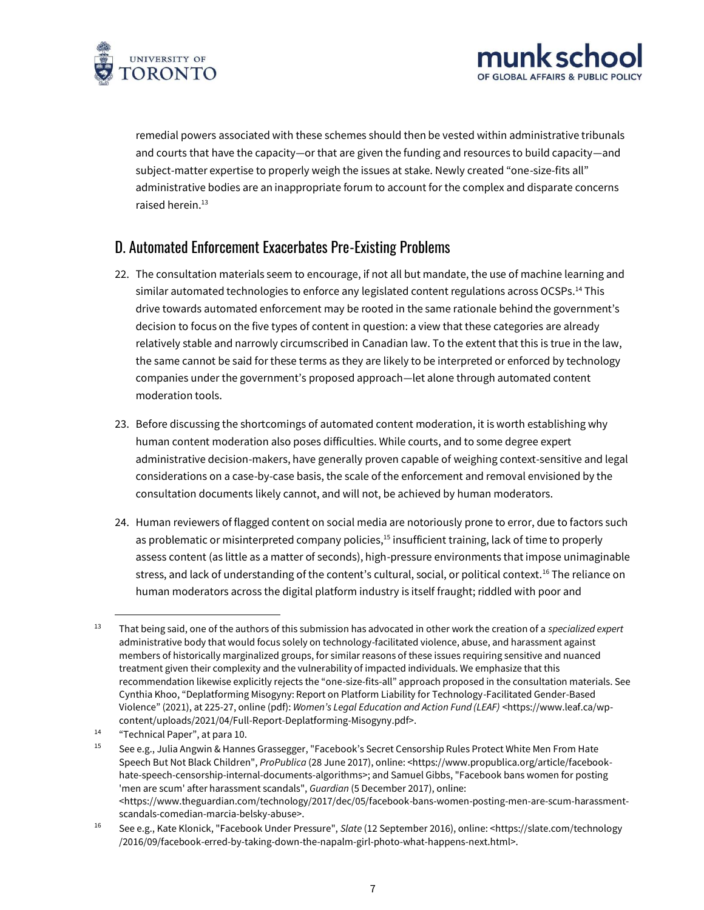remedial powers associated with these schemes should then be vested within administrative tribunals and courts that have the capacity—or that are given the funding and resources to build capacity—and subject-matter expertise to properly weigh the issues at stake. Newly created "one-size-fits all" administrative bodies are an inappropriate forum to account for the complex and disparate concerns raised herein.[13]

## D. Automated Enforcement Exacerbates Pre-Existing Problems

22. The consultation materials seem to encourage, if not all but mandate, the use of machine learning and similar automated technologies to enforce any legislated content regulations across OCSPs.[14] This drive towards automated enforcement may be rooted in the same rationale behind the government's decision to focus on the five types of content in question: a view that these categories are already relatively stable and narrowly circumscribed in Canadian law. To the extent that this is true in the law, the same cannot be said for these terms as they are likely to be interpreted or enforced by technology companies under the government's proposed approach—let alone through automated content moderation tools.

23. Before discussing the shortcomings of automated content moderation, it is worth establishing why human content moderation also poses difficulties. While courts, and to some degree expert administrative decision-makers, have generally proven capable of weighing context-sensitive and legal considerations on a case-by-case basis, the scale of the enforcement and removal envisioned by the consultation documents likely cannot, and will not, be achieved by human moderators.

24. Human reviewers of flagged content on social media are notoriously prone to error, due to factors such as problematic or misinterpreted company policies,[15] insufficient training, lack of time to properly assess content (as little as a matter of seconds), high-pressure environments that impose unimaginable stress, and lack of understanding of the content's cultural, social, or political context.[16] The reliance on human moderators across the digital platform industry is itself fraught; riddled with poor and

---

[13] That being said, one of the authors of this submission has advocated in other work the creation of a *specialized expert* administrative body that would focus solely on technology-facilitated violence, abuse, and harassment against members of historically marginalized groups, for similar reasons of these issues requiring sensitive and nuanced treatment given their complexity and the vulnerability of impacted individuals. We emphasize that this recommendation likewise explicitly rejects the "one-size-fits-all" approach proposed in the consultation materials. See Cynthia Khoo, "Deplatforming Misogyny: Report on Platform Liability for Technology-Facilitated Gender-Based Violence" (2021), at 225-27, online (pdf): *Women's Legal Education and Action Fund (LEAF)* <https://www.leaf.ca/wp-content/uploads/2021/04/Full-Report-Deplatforming-Misogyny.pdf>.

[14] "Technical Paper", at para 10.

[15] See e.g., Julia Angwin & Hannes Grassegger, "Facebook's Secret Censorship Rules Protect White Men From Hate Speech But Not Black Children", *ProPublica* (28 June 2017), online: <https://www.propublica.org/article/facebook-hate-speech-censorship-internal-documents-algorithms>; and Samuel Gibbs, "Facebook bans women for posting 'men are scum' after harassment scandals", *Guardian* (5 December 2017), online: <https://www.theguardian.com/technology/2017/dec/05/facebook-bans-women-posting-men-are-scum-harassment-scandals-comedian-marcia-belsky-abuse>.

[16] See e.g., Kate Klonick, "Facebook Under Pressure", *Slate* (12 September 2016), online: <https://slate.com/technology/2016/09/facebook-erred-by-taking-down-the-napalm-girl-photo-what-happens-next.html>.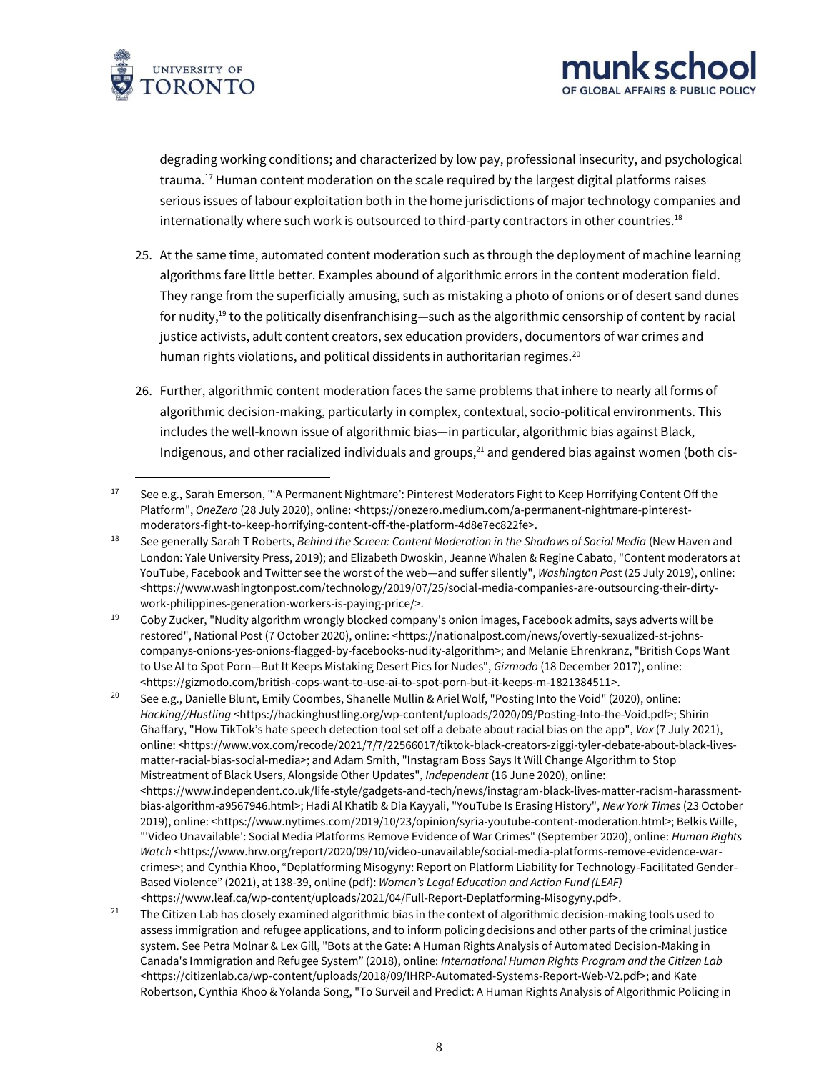degrading working conditions; and characterized by low pay, professional insecurity, and psychological trauma.[17] Human content moderation on the scale required by the largest digital platforms raises serious issues of labour exploitation both in the home jurisdictions of major technology companies and internationally where such work is outsourced to third-party contractors in other countries.[18]

25. At the same time, automated content moderation such as through the deployment of machine learning algorithms fare little better. Examples abound of algorithmic errors in the content moderation field. They range from the superficially amusing, such as mistaking a photo of onions or of desert sand dunes for nudity,[19] to the politically disenfranchising—such as the algorithmic censorship of content by racial justice activists, adult content creators, sex education providers, documentors of war crimes and human rights violations, and political dissidents in authoritarian regimes.[20]

26. Further, algorithmic content moderation faces the same problems that inhere to nearly all forms of algorithmic decision-making, particularly in complex, contextual, socio-political environments. This includes the well-known issue of algorithmic bias—in particular, algorithmic bias against Black, Indigenous, and other racialized individuals and groups,[21] and gendered bias against women (both cis-

---

[17] See e.g., Sarah Emerson, "'A Permanent Nightmare': Pinterest Moderators Fight to Keep Horrifying Content Off the Platform", *OneZero* (28 July 2020), online: <https://onezero.medium.com/a-permanent-nightmare-pinterest-moderators-fight-to-keep-horrifying-content-off-the-platform-4d8e7ec822fe>.

[18] See generally Sarah T Roberts, *Behind the Screen: Content Moderation in the Shadows of Social Media* (New Haven and London: Yale University Press, 2019); and Elizabeth Dwoskin, Jeanne Whalen & Regine Cabato, "Content moderators at YouTube, Facebook and Twitter see the worst of the web—and suffer silently", *Washington Post* (25 July 2019), online: <https://www.washingtonpost.com/technology/2019/07/25/social-media-companies-are-outsourcing-their-dirty-work-philippines-generation-workers-is-paying-price/>.

[19] Coby Zucker, "Nudity algorithm wrongly blocked company's onion images, Facebook admits, says adverts will be restored", National Post (7 October 2020), online: <https://nationalpost.com/news/overtly-sexualized-st-johns-companys-onions-yes-onions-flagged-by-facebooks-nudity-algorithm>; and Melanie Ehrenkranz, "British Cops Want to Use AI to Spot Porn—But It Keeps Mistaking Desert Pics for Nudes", *Gizmodo* (18 December 2017), online: <https://gizmodo.com/british-cops-want-to-use-ai-to-spot-porn-but-it-keeps-m-1821384511>.

[20] See e.g., Danielle Blunt, Emily Coombes, Shanelle Mullin & Ariel Wolf, "Posting Into the Void" (2020), online: *Hacking//Hustling* <https://hackinghustling.org/wp-content/uploads/2020/09/Posting-Into-the-Void.pdf>; Shirin Ghaffary, "How TikTok's hate speech detection tool set off a debate about racial bias on the app", *Vox* (7 July 2021), online: <https://www.vox.com/recode/2021/7/7/22566017/tiktok-black-creators-ziggi-tyler-debate-about-black-lives-matter-racial-bias-social-media>; and Adam Smith, "Instagram Boss Says It Will Change Algorithm to Stop Mistreatment of Black Users, Alongside Other Updates", *Independent* (16 June 2020), online: <https://www.independent.co.uk/life-style/gadgets-and-tech/news/instagram-black-lives-matter-racism-harassment-bias-algorithm-a9567946.html>; Hadi Al Khatib & Dia Kayyali, "YouTube Is Erasing History", *New York Times* (23 October 2019), online: <https://www.nytimes.com/2019/10/23/opinion/syria-youtube-content-moderation.html>; Belkis Wille, "'Video Unavailable': Social Media Platforms Remove Evidence of War Crimes" (September 2020), online: *Human Rights Watch* <https://www.hrw.org/report/2020/09/10/video-unavailable/social-media-platforms-remove-evidence-war-crimes>; and Cynthia Khoo, "Deplatforming Misogyny: Report on Platform Liability for Technology-Facilitated Gender-Based Violence" (2021), at 138-39, online (pdf): *Women's Legal Education and Action Fund (LEAF)* <https://www.leaf.ca/wp-content/uploads/2021/04/Full-Report-Deplatforming-Misogyny.pdf>.

[21] The Citizen Lab has closely examined algorithmic bias in the context of algorithmic decision-making tools used to assess immigration and refugee applications, and to inform policing decisions and other parts of the criminal justice system. See Petra Molnar & Lex Gill, "Bots at the Gate: A Human Rights Analysis of Automated Decision-Making in Canada's Immigration and Refugee System" (2018), online: *International Human Rights Program and the Citizen Lab* <https://citizenlab.ca/wp-content/uploads/2018/09/IHRP-Automated-Systems-Report-Web-V2.pdf>; and Kate Robertson, Cynthia Khoo & Yolanda Song, "To Surveil and Predict: A Human Rights Analysis of Algorithmic Policing in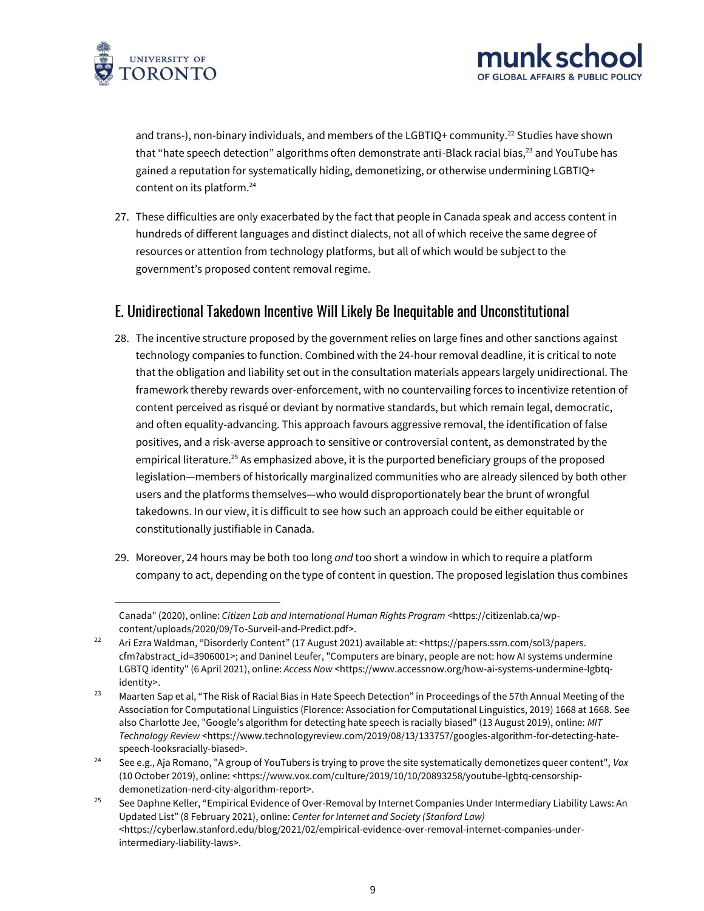and trans-), non-binary individuals, and members of the LGBTIQ+ community.[22] Studies have shown that "hate speech detection" algorithms often demonstrate anti-Black racial bias,[23] and YouTube has gained a reputation for systematically hiding, demonetizing, or otherwise undermining LGBTIQ+ content on its platform.[24]

27. These difficulties are only exacerbated by the fact that people in Canada speak and access content in hundreds of different languages and distinct dialects, not all of which receive the same degree of resources or attention from technology platforms, but all of which would be subject to the government's proposed content removal regime.

## E. Unidirectional Takedown Incentive Will Likely Be Inequitable and Unconstitutional

28. The incentive structure proposed by the government relies on large fines and other sanctions against technology companies to function. Combined with the 24-hour removal deadline, it is critical to note that the obligation and liability set out in the consultation materials appears largely unidirectional. The framework thereby rewards over-enforcement, with no countervailing forces to incentivize retention of content perceived as risqué or deviant by normative standards, but which remain legal, democratic, and often equality-advancing. This approach favours aggressive removal, the identification of false positives, and a risk-averse approach to sensitive or controversial content, as demonstrated by the empirical literature.[25] As emphasized above, it is the purported beneficiary groups of the proposed legislation—members of historically marginalized communities who are already silenced by both other users and the platforms themselves—who would disproportionately bear the brunt of wrongful takedowns. In our view, it is difficult to see how such an approach could be either equitable or constitutionally justifiable in Canada.

29. Moreover, 24 hours may be both too long *and* too short a window in which to require a platform company to act, depending on the type of content in question. The proposed legislation thus combines

---

Canada" (2020), online: *Citizen Lab and International Human Rights Program* <https://citizenlab.ca/wp-content/uploads/2020/09/To-Surveil-and-Predict.pdf>.

[22] Ari Ezra Waldman, "Disorderly Content" (17 August 2021) available at: <https://papers.ssrn.com/sol3/papers.cfm?abstract_id=3906001>; and Daninel Leufer, "Computers are binary, people are not: how AI systems undermine LGBTQ identity" (6 April 2021), online: *Access Now* <https://www.accessnow.org/how-ai-systems-undermine-lgbtq-identity>.

[23] Maarten Sap et al, "The Risk of Racial Bias in Hate Speech Detection" in Proceedings of the 57th Annual Meeting of the Association for Computational Linguistics (Florence: Association for Computational Linguistics, 2019) 1668 at 1668. See also Charlotte Jee, "Google's algorithm for detecting hate speech is racially biased" (13 August 2019), online: *MIT Technology Review* <https://www.technologyreview.com/2019/08/13/133757/googles-algorithm-for-detecting-hate-speech-looksracially-biased>.

[24] See e.g., Aja Romano, "A group of YouTubers is trying to prove the site systematically demonetizes queer content", *Vox* (10 October 2019), online: <https://www.vox.com/culture/2019/10/10/20893258/youtube-lgbtq-censorship-demonetization-nerd-city-algorithm-report>.

[25] See Daphne Keller, "Empirical Evidence of Over-Removal by Internet Companies Under Intermediary Liability Laws: An Updated List" (8 February 2021), online: *Center for Internet and Society (Stanford Law)* <https://cyberlaw.stanford.edu/blog/2021/02/empirical-evidence-over-removal-internet-companies-under-intermediary-liability-laws>.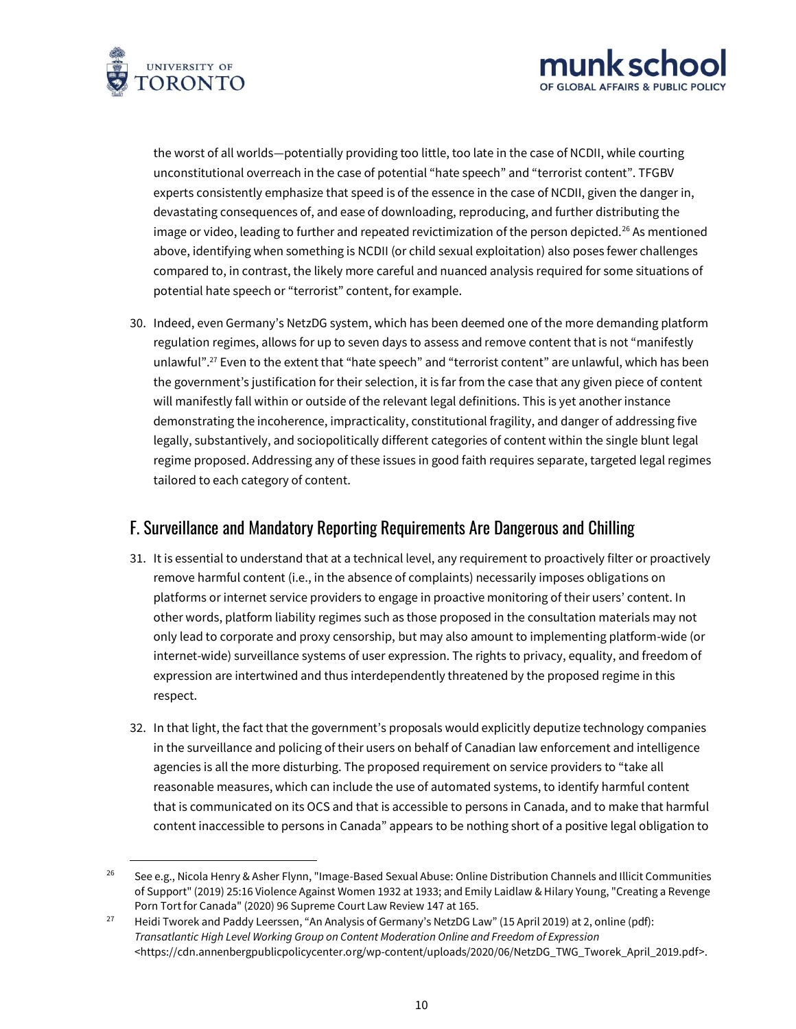the worst of all worlds—potentially providing too little, too late in the case of NCDII, while courting unconstitutional overreach in the case of potential "hate speech" and "terrorist content". TFGBV experts consistently emphasize that speed is of the essence in the case of NCDII, given the danger in, devastating consequences of, and ease of downloading, reproducing, and further distributing the image or video, leading to further and repeated revictimization of the person depicted.[26] As mentioned above, identifying when something is NCDII (or child sexual exploitation) also poses fewer challenges compared to, in contrast, the likely more careful and nuanced analysis required for some situations of potential hate speech or "terrorist" content, for example.

30. Indeed, even Germany's NetzDG system, which has been deemed one of the more demanding platform regulation regimes, allows for up to seven days to assess and remove content that is not "manifestly unlawful".[27] Even to the extent that "hate speech" and "terrorist content" are unlawful, which has been the government's justification for their selection, it is far from the case that any given piece of content will manifestly fall within or outside of the relevant legal definitions. This is yet another instance demonstrating the incoherence, impracticality, constitutional fragility, and danger of addressing five legally, substantively, and sociopolitically different categories of content within the single blunt legal regime proposed. Addressing any of these issues in good faith requires separate, targeted legal regimes tailored to each category of content.

## F. Surveillance and Mandatory Reporting Requirements Are Dangerous and Chilling

31. It is essential to understand that at a technical level, any requirement to proactively filter or proactively remove harmful content (i.e., in the absence of complaints) necessarily imposes obligations on platforms or internet service providers to engage in proactive monitoring of their users' content. In other words, platform liability regimes such as those proposed in the consultation materials may not only lead to corporate and proxy censorship, but may also amount to implementing platform-wide (or internet-wide) surveillance systems of user expression. The rights to privacy, equality, and freedom of expression are intertwined and thus interdependently threatened by the proposed regime in this respect.

32. In that light, the fact that the government's proposals would explicitly deputize technology companies in the surveillance and policing of their users on behalf of Canadian law enforcement and intelligence agencies is all the more disturbing. The proposed requirement on service providers to "take all reasonable measures, which can include the use of automated systems, to identify harmful content that is communicated on its OCS and that is accessible to persons in Canada, and to make that harmful content inaccessible to persons in Canada" appears to be nothing short of a positive legal obligation to

---

[26] See e.g., Nicola Henry & Asher Flynn, "Image-Based Sexual Abuse: Online Distribution Channels and Illicit Communities of Support" (2019) 25:16 Violence Against Women 1932 at 1933; and Emily Laidlaw & Hilary Young, "Creating a Revenge Porn Tort for Canada" (2020) 96 Supreme Court Law Review 147 at 165.

[27] Heidi Tworek and Paddy Leerssen, "An Analysis of Germany's NetzDG Law" (15 April 2019) at 2, online (pdf): *Transatlantic High Level Working Group on Content Moderation Online and Freedom of Expression* <https://cdn.annenbergpublicpolicycenter.org/wp-content/uploads/2020/06/NetzDG_TWG_Tworek_April_2019.pdf>.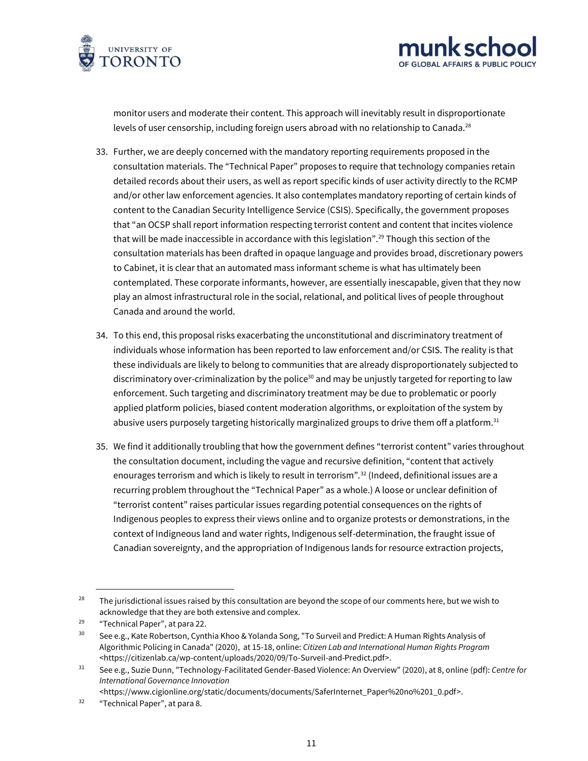monitor users and moderate their content. This approach will inevitably result in disproportionate levels of user censorship, including foreign users abroad with no relationship to Canada.[28]

33. Further, we are deeply concerned with the mandatory reporting requirements proposed in the consultation materials. The "Technical Paper" proposes to require that technology companies retain detailed records about their users, as well as report specific kinds of user activity directly to the RCMP and/or other law enforcement agencies. It also contemplates mandatory reporting of certain kinds of content to the Canadian Security Intelligence Service (CSIS). Specifically, the government proposes that "an OCSP shall report information respecting terrorist content and content that incites violence that will be made inaccessible in accordance with this legislation".[29] Though this section of the consultation materials has been drafted in opaque language and provides broad, discretionary powers to Cabinet, it is clear that an automated mass informant scheme is what has ultimately been contemplated. These corporate informants, however, are essentially inescapable, given that they now play an almost infrastructural role in the social, relational, and political lives of people throughout Canada and around the world.

34. To this end, this proposal risks exacerbating the unconstitutional and discriminatory treatment of individuals whose information has been reported to law enforcement and/or CSIS. The reality is that these individuals are likely to belong to communities that are already disproportionately subjected to discriminatory over-criminalization by the police[30] and may be unjustly targeted for reporting to law enforcement. Such targeting and discriminatory treatment may be due to problematic or poorly applied platform policies, biased content moderation algorithms, or exploitation of the system by abusive users purposely targeting historically marginalized groups to drive them off a platform.[31]

35. We find it additionally troubling that how the government defines "terrorist content" varies throughout the consultation document, including the vague and recursive definition, "content that actively enourages terrorism and which is likely to result in terrorism".[32] (Indeed, definitional issues are a recurring problem throughout the "Technical Paper" as a whole.) A loose or unclear definition of "terrorist content" raises particular issues regarding potential consequences on the rights of Indigenous peoples to express their views online and to organize protests or demonstrations, in the context of Indigenous land and water rights, Indigenous self-determination, the fraught issue of Canadian sovereignty, and the appropriation of Indigenous lands for resource extraction projects,

---

[28] The jurisdictional issues raised by this consultation are beyond the scope of our comments here, but we wish to acknowledge that they are both extensive and complex.

[29] "Technical Paper", at para 22.

[30] See e.g., Kate Robertson, Cynthia Khoo & Yolanda Song, "To Surveil and Predict: A Human Rights Analysis of Algorithmic Policing in Canada" (2020), at 15-18, online: *Citizen Lab and International Human Rights Program* <https://citizenlab.ca/wp-content/uploads/2020/09/To-Surveil-and-Predict.pdf>.

[31] See e.g., Suzie Dunn, "Technology-Facilitated Gender-Based Violence: An Overview" (2020), at 8, online (pdf): *Centre for International Governance Innovation* <https://www.cigionline.org/static/documents/documents/SaferInternet_Paper%20no%201_0.pdf>.

[32] "Technical Paper", at para 8.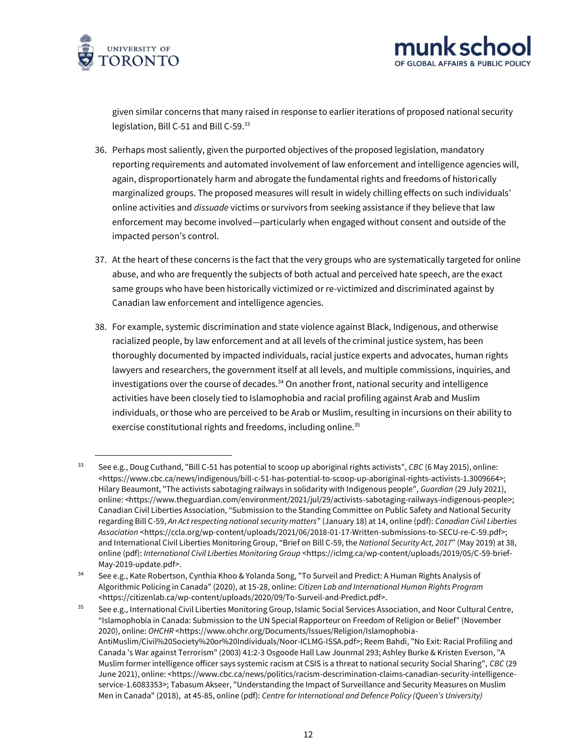given similar concerns that many raised in response to earlier iterations of proposed national security legislation, Bill C-51 and Bill C-59.[33]

36. Perhaps most saliently, given the purported objectives of the proposed legislation, mandatory reporting requirements and automated involvement of law enforcement and intelligence agencies will, again, disproportionately harm and abrogate the fundamental rights and freedoms of historically marginalized groups. The proposed measures will result in widely chilling effects on such individuals' online activities and *dissuade* victims or survivors from seeking assistance if they believe that law enforcement may become involved—particularly when engaged without consent and outside of the impacted person's control.

37. At the heart of these concerns is the fact that the very groups who are systematically targeted for online abuse, and who are frequently the subjects of both actual and perceived hate speech, are the exact same groups who have been historically victimized or re-victimized and discriminated against by Canadian law enforcement and intelligence agencies.

38. For example, systemic discrimination and state violence against Black, Indigenous, and otherwise racialized people, by law enforcement and at all levels of the criminal justice system, has been thoroughly documented by impacted individuals, racial justice experts and advocates, human rights lawyers and researchers, the government itself at all levels, and multiple commissions, inquiries, and investigations over the course of decades.[34] On another front, national security and intelligence activities have been closely tied to Islamophobia and racial profiling against Arab and Muslim individuals, or those who are perceived to be Arab or Muslim, resulting in incursions on their ability to exercise constitutional rights and freedoms, including online.[35]

---

[33] See e.g., Doug Cuthand, "Bill C-51 has potential to scoop up aboriginal rights activists", *CBC* (6 May 2015), online: <https://www.cbc.ca/news/indigenous/bill-c-51-has-potential-to-scoop-up-aboriginal-rights-activists-1.3009664>; Hilary Beaumont, "The activists sabotaging railways in solidarity with Indigenous people", *Guardian* (29 July 2021), online: <https://www.theguardian.com/environment/2021/jul/29/activists-sabotaging-railways-indigenous-people>; Canadian Civil Liberties Association, "Submission to the Standing Committee on Public Safety and National Security regarding Bill C-59, *An Act respecting national security matters*" (January 18) at 14, online (pdf): *Canadian Civil Liberties Association* <https://ccla.org/wp-content/uploads/2021/06/2018-01-17-Written-submissions-to-SECU-re-C-59.pdf>; and International Civil Liberties Monitoring Group, "Brief on Bill C-59, the *National Security Act, 2017*" (May 2019) at 38, online (pdf): *International Civil Liberties Monitoring Group* <https://iclmg.ca/wp-content/uploads/2019/05/C-59-brief-May-2019-update.pdf>.

[34] See e.g., Kate Robertson, Cynthia Khoo & Yolanda Song, "To Surveil and Predict: A Human Rights Analysis of Algorithmic Policing in Canada" (2020), at 15-28, online: *Citizen Lab and International Human Rights Program* <https://citizenlab.ca/wp-content/uploads/2020/09/To-Surveil-and-Predict.pdf>.

[35] See e.g., International Civil Liberties Monitoring Group, Islamic Social Services Association, and Noor Cultural Centre, "Islamophobia in Canada: Submission to the UN Special Rapporteur on Freedom of Religion or Belief" (November 2020), online: *OHCHR* <https://www.ohchr.org/Documents/Issues/Religion/Islamophobia-AntiMuslim/Civil%20Society%20or%20Individuals/Noor-ICLMG-ISSA.pdf>; Reem Bahdi, "No Exit: Racial Profiling and Canada 's War against Terrorism" (2003) 41:2-3 Osgoode Hall Law Jounrnal 293; Ashley Burke & Kristen Everson, "A Muslim former intelligence officer says systemic racism at CSIS is a threat to national security Social Sharing", *CBC* (29 June 2021), online: <https://www.cbc.ca/news/politics/racism-descrimination-claims-canadian-security-intelligence-service-1.6083353>; Tabasum Akseer, "Understanding the Impact of Surveillance and Security Measures on Muslim Men in Canada" (2018), at 45-85, online (pdf): *Centre for International and Defence Policy (Queen's University)*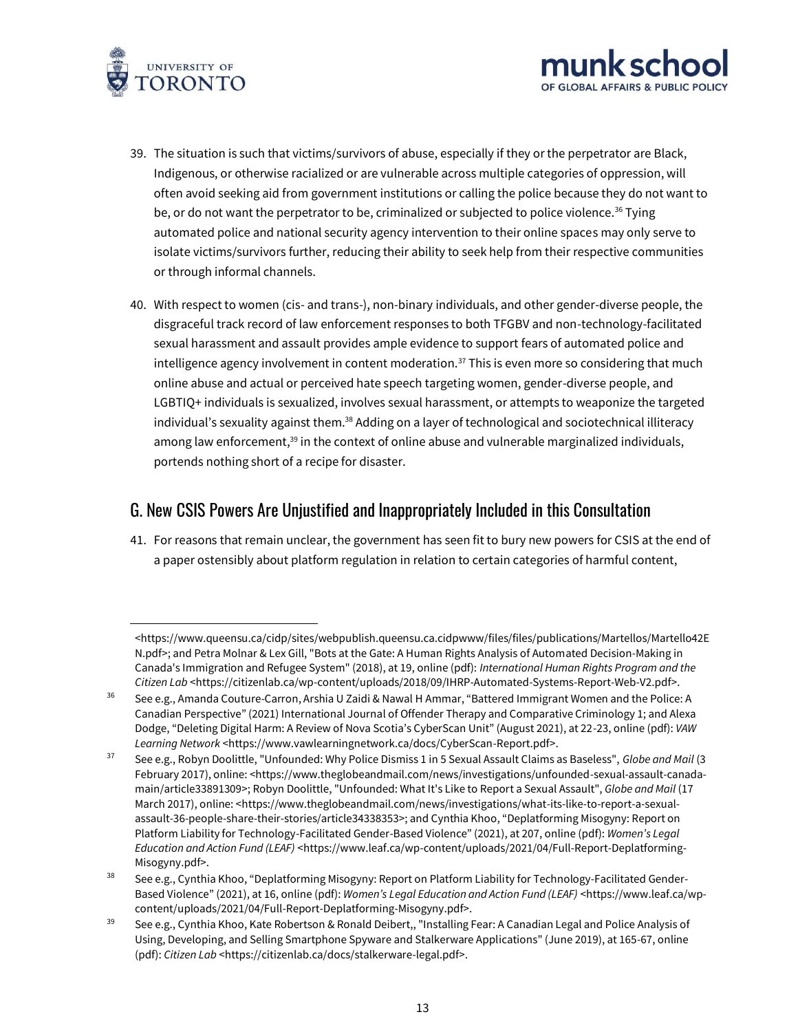39. The situation is such that victims/survivors of abuse, especially if they or the perpetrator are Black, Indigenous, or otherwise racialized or are vulnerable across multiple categories of oppression, will often avoid seeking aid from government institutions or calling the police because they do not want to be, or do not want the perpetrator to be, criminalized or subjected to police violence.[36] Tying automated police and national security agency intervention to their online spaces may only serve to isolate victims/survivors further, reducing their ability to seek help from their respective communities or through informal channels.

40. With respect to women (cis- and trans-), non-binary individuals, and other gender-diverse people, the disgraceful track record of law enforcement responses to both TFGBV and non-technology-facilitated sexual harassment and assault provides ample evidence to support fears of automated police and intelligence agency involvement in content moderation.[37] This is even more so considering that much online abuse and actual or perceived hate speech targeting women, gender-diverse people, and LGBTIQ+ individuals is sexualized, involves sexual harassment, or attempts to weaponize the targeted individual's sexuality against them.[38] Adding on a layer of technological and sociotechnical illiteracy among law enforcement,[39] in the context of online abuse and vulnerable marginalized individuals, portends nothing short of a recipe for disaster.

## G. New CSIS Powers Are Unjustified and Inappropriately Included in this Consultation

41. For reasons that remain unclear, the government has seen fit to bury new powers for CSIS at the end of a paper ostensibly about platform regulation in relation to certain categories of harmful content,

---

<https://www.queensu.ca/cidp/sites/webpublish.queensu.ca.cidpwww/files/files/publications/Martellos/Martello42EN.pdf>; and Petra Molnar & Lex Gill, "Bots at the Gate: A Human Rights Analysis of Automated Decision-Making in Canada's Immigration and Refugee System" (2018), at 19, online (pdf): *International Human Rights Program and the Citizen Lab* <https://citizenlab.ca/wp-content/uploads/2018/09/IHRP-Automated-Systems-Report-Web-V2.pdf>.

[36] See e.g., Amanda Couture-Carron, Arshia U Zaidi & Nawal H Ammar, "Battered Immigrant Women and the Police: A Canadian Perspective" (2021) International Journal of Offender Therapy and Comparative Criminology 1; and Alexa Dodge, "Deleting Digital Harm: A Review of Nova Scotia's CyberScan Unit" (August 2021), at 22-23, online (pdf): *VAW Learning Network* <https://www.vawlearningnetwork.ca/docs/CyberScan-Report.pdf>.

[37] See e.g., Robyn Doolittle, "Unfounded: Why Police Dismiss 1 in 5 Sexual Assault Claims as Baseless", *Globe and Mail* (3 February 2017), online: <https://www.theglobeandmail.com/news/investigations/unfounded-sexual-assault-canada-main/article33891309>; Robyn Doolittle, "Unfounded: What It's Like to Report a Sexual Assault", *Globe and Mail* (17 March 2017), online: <https://www.theglobeandmail.com/news/investigations/what-its-like-to-report-a-sexual-assault-36-people-share-their-stories/article34338353>; and Cynthia Khoo, "Deplatforming Misogyny: Report on Platform Liability for Technology-Facilitated Gender-Based Violence" (2021), at 207, online (pdf): *Women's Legal Education and Action Fund (LEAF)* <https://www.leaf.ca/wp-content/uploads/2021/04/Full-Report-Deplatforming-Misogyny.pdf>.

[38] See e.g., Cynthia Khoo, "Deplatforming Misogyny: Report on Platform Liability for Technology-Facilitated Gender-Based Violence" (2021), at 16, online (pdf): *Women's Legal Education and Action Fund (LEAF)* <https://www.leaf.ca/wp-content/uploads/2021/04/Full-Report-Deplatforming-Misogyny.pdf>.

[39] See e.g., Cynthia Khoo, Kate Robertson & Ronald Deibert,, "Installing Fear: A Canadian Legal and Police Analysis of Using, Developing, and Selling Smartphone Spyware and Stalkerware Applications" (June 2019), at 165-67, online (pdf): *Citizen Lab* <https://citizenlab.ca/docs/stalkerware-legal.pdf>.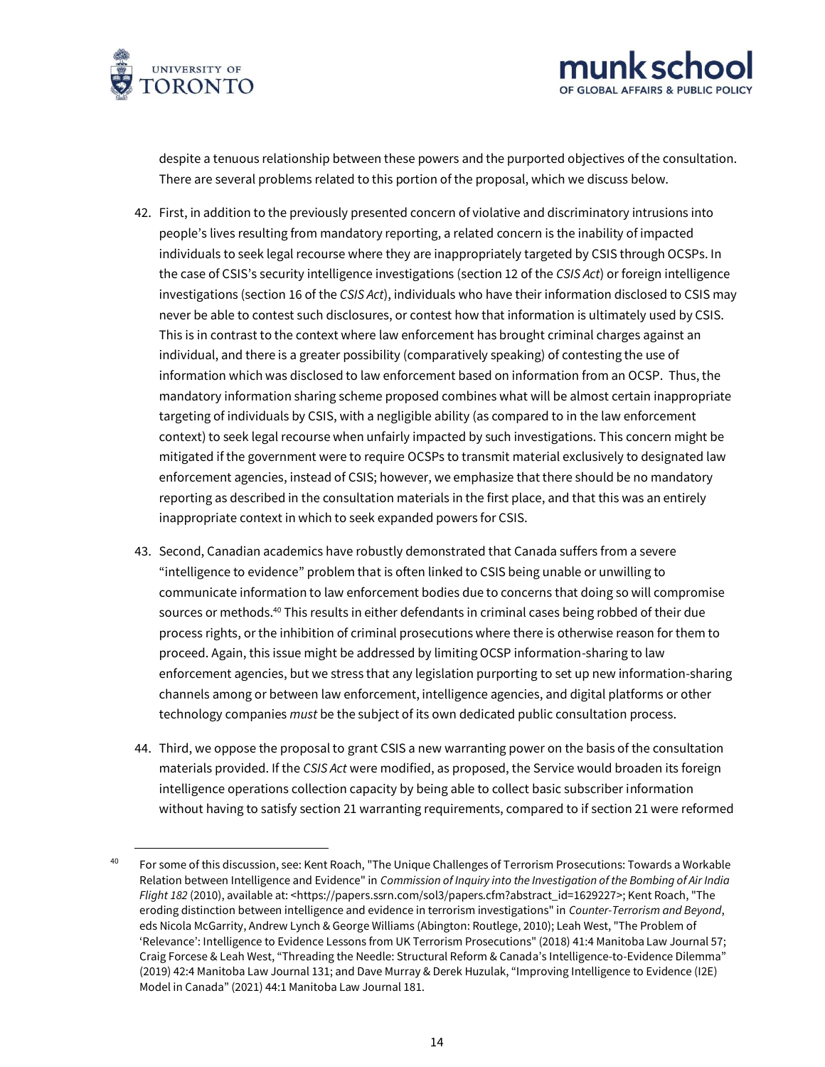despite a tenuous relationship between these powers and the purported objectives of the consultation. There are several problems related to this portion of the proposal, which we discuss below.

42. First, in addition to the previously presented concern of violative and discriminatory intrusions into people's lives resulting from mandatory reporting, a related concern is the inability of impacted individuals to seek legal recourse where they are inappropriately targeted by CSIS through OCSPs. In the case of CSIS's security intelligence investigations (section 12 of the *CSIS Act*) or foreign intelligence investigations (section 16 of the *CSIS Act*), individuals who have their information disclosed to CSIS may never be able to contest such disclosures, or contest how that information is ultimately used by CSIS. This is in contrast to the context where law enforcement has brought criminal charges against an individual, and there is a greater possibility (comparatively speaking) of contesting the use of information which was disclosed to law enforcement based on information from an OCSP. Thus, the mandatory information sharing scheme proposed combines what will be almost certain inappropriate targeting of individuals by CSIS, with a negligible ability (as compared to in the law enforcement context) to seek legal recourse when unfairly impacted by such investigations. This concern might be mitigated if the government were to require OCSPs to transmit material exclusively to designated law enforcement agencies, instead of CSIS; however, we emphasize that there should be no mandatory reporting as described in the consultation materials in the first place, and that this was an entirely inappropriate context in which to seek expanded powers for CSIS.

43. Second, Canadian academics have robustly demonstrated that Canada suffers from a severe "intelligence to evidence" problem that is often linked to CSIS being unable or unwilling to communicate information to law enforcement bodies due to concerns that doing so will compromise sources or methods.[40] This results in either defendants in criminal cases being robbed of their due process rights, or the inhibition of criminal prosecutions where there is otherwise reason for them to proceed. Again, this issue might be addressed by limiting OCSP information-sharing to law enforcement agencies, but we stress that any legislation purporting to set up new information-sharing channels among or between law enforcement, intelligence agencies, and digital platforms or other technology companies *must* be the subject of its own dedicated public consultation process.

44. Third, we oppose the proposal to grant CSIS a new warranting power on the basis of the consultation materials provided. If the *CSIS Act* were modified, as proposed, the Service would broaden its foreign intelligence operations collection capacity by being able to collect basic subscriber information without having to satisfy section 21 warranting requirements, compared to if section 21 were reformed

---

[40] For some of this discussion, see: Kent Roach, "The Unique Challenges of Terrorism Prosecutions: Towards a Workable Relation between Intelligence and Evidence" in *Commission of Inquiry into the Investigation of the Bombing of Air India Flight 182* (2010), available at: <https://papers.ssrn.com/sol3/papers.cfm?abstract_id=1629227>; Kent Roach, "The eroding distinction between intelligence and evidence in terrorism investigations" in *Counter-Terrorism and Beyond*, eds Nicola McGarrity, Andrew Lynch & George Williams (Abington: Routlege, 2010); Leah West, "The Problem of 'Relevance': Intelligence to Evidence Lessons from UK Terrorism Prosecutions" (2018) 41:4 Manitoba Law Journal 57; Craig Forcese & Leah West, "Threading the Needle: Structural Reform & Canada's Intelligence-to-Evidence Dilemma" (2019) 42:4 Manitoba Law Journal 131; and Dave Murray & Derek Huzulak, "Improving Intelligence to Evidence (I2E) Model in Canada" (2021) 44:1 Manitoba Law Journal 181.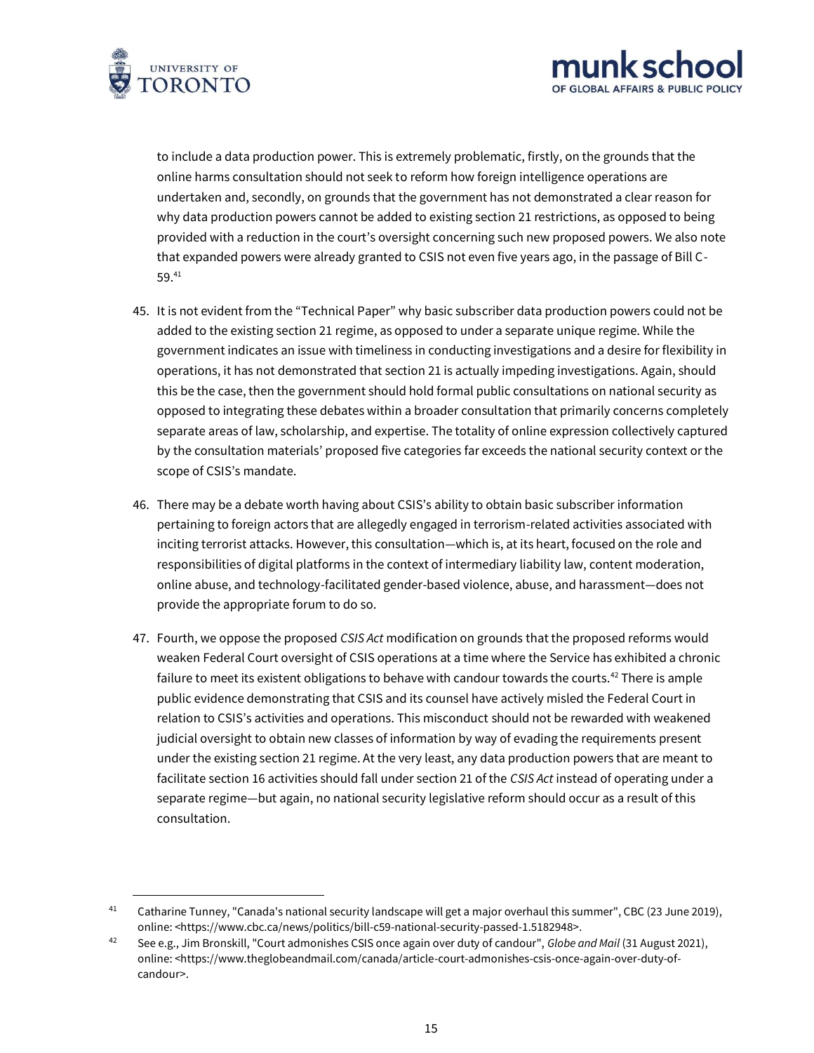to include a data production power. This is extremely problematic, firstly, on the grounds that the online harms consultation should not seek to reform how foreign intelligence operations are undertaken and, secondly, on grounds that the government has not demonstrated a clear reason for why data production powers cannot be added to existing section 21 restrictions, as opposed to being provided with a reduction in the court's oversight concerning such new proposed powers. We also note that expanded powers were already granted to CSIS not even five years ago, in the passage of Bill C-59.[41]

45. It is not evident from the "Technical Paper" why basic subscriber data production powers could not be added to the existing section 21 regime, as opposed to under a separate unique regime. While the government indicates an issue with timeliness in conducting investigations and a desire for flexibility in operations, it has not demonstrated that section 21 is actually impeding investigations. Again, should this be the case, then the government should hold formal public consultations on national security as opposed to integrating these debates within a broader consultation that primarily concerns completely separate areas of law, scholarship, and expertise. The totality of online expression collectively captured by the consultation materials' proposed five categories far exceeds the national security context or the scope of CSIS's mandate.

46. There may be a debate worth having about CSIS's ability to obtain basic subscriber information pertaining to foreign actors that are allegedly engaged in terrorism-related activities associated with inciting terrorist attacks. However, this consultation—which is, at its heart, focused on the role and responsibilities of digital platforms in the context of intermediary liability law, content moderation, online abuse, and technology-facilitated gender-based violence, abuse, and harassment—does not provide the appropriate forum to do so.

47. Fourth, we oppose the proposed *CSIS Act* modification on grounds that the proposed reforms would weaken Federal Court oversight of CSIS operations at a time where the Service has exhibited a chronic failure to meet its existent obligations to behave with candour towards the courts.[42] There is ample public evidence demonstrating that CSIS and its counsel have actively misled the Federal Court in relation to CSIS's activities and operations. This misconduct should not be rewarded with weakened judicial oversight to obtain new classes of information by way of evading the requirements present under the existing section 21 regime. At the very least, any data production powers that are meant to facilitate section 16 activities should fall under section 21 of the *CSIS Act* instead of operating under a separate regime—but again, no national security legislative reform should occur as a result of this consultation.

---

[41] Catharine Tunney, "Canada's national security landscape will get a major overhaul this summer", CBC (23 June 2019), online: <https://www.cbc.ca/news/politics/bill-c59-national-security-passed-1.5182948>.

[42] See e.g., Jim Bronskill, "Court admonishes CSIS once again over duty of candour", *Globe and Mail* (31 August 2021), online: <https://www.theglobeandmail.com/canada/article-court-admonishes-csis-once-again-over-duty-of-candour>.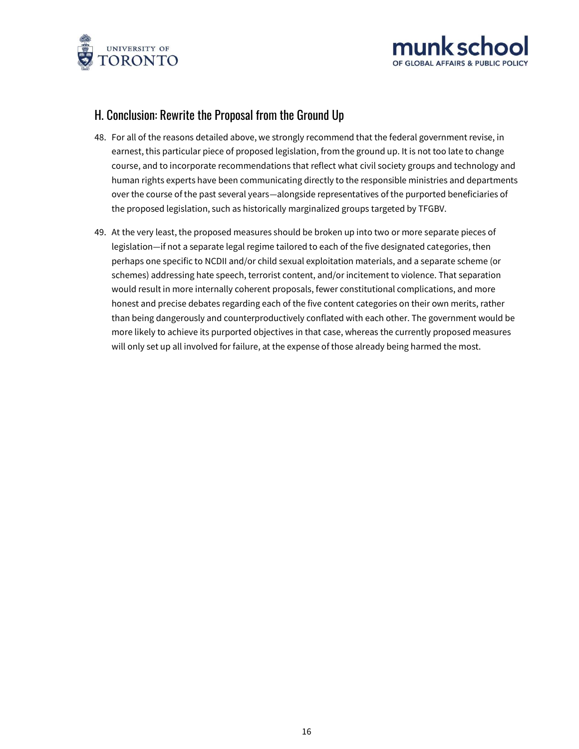## H. Conclusion: Rewrite the Proposal from the Ground Up

48. For all of the reasons detailed above, we strongly recommend that the federal government revise, in earnest, this particular piece of proposed legislation, from the ground up. It is not too late to change course, and to incorporate recommendations that reflect what civil society groups and technology and human rights experts have been communicating directly to the responsible ministries and departments over the course of the past several years—alongside representatives of the purported beneficiaries of the proposed legislation, such as historically marginalized groups targeted by TFGBV.

49. At the very least, the proposed measures should be broken up into two or more separate pieces of legislation—if not a separate legal regime tailored to each of the five designated categories, then perhaps one specific to NCDII and/or child sexual exploitation materials, and a separate scheme (or schemes) addressing hate speech, terrorist content, and/or incitement to violence. That separation would result in more internally coherent proposals, fewer constitutional complications, and more honest and precise debates regarding each of the five content categories on their own merits, rather than being dangerously and counterproductively conflated with each other. The government would be more likely to achieve its purported objectives in that case, whereas the currently proposed measures will only set up all involved for failure, at the expense of those already being harmed the most.